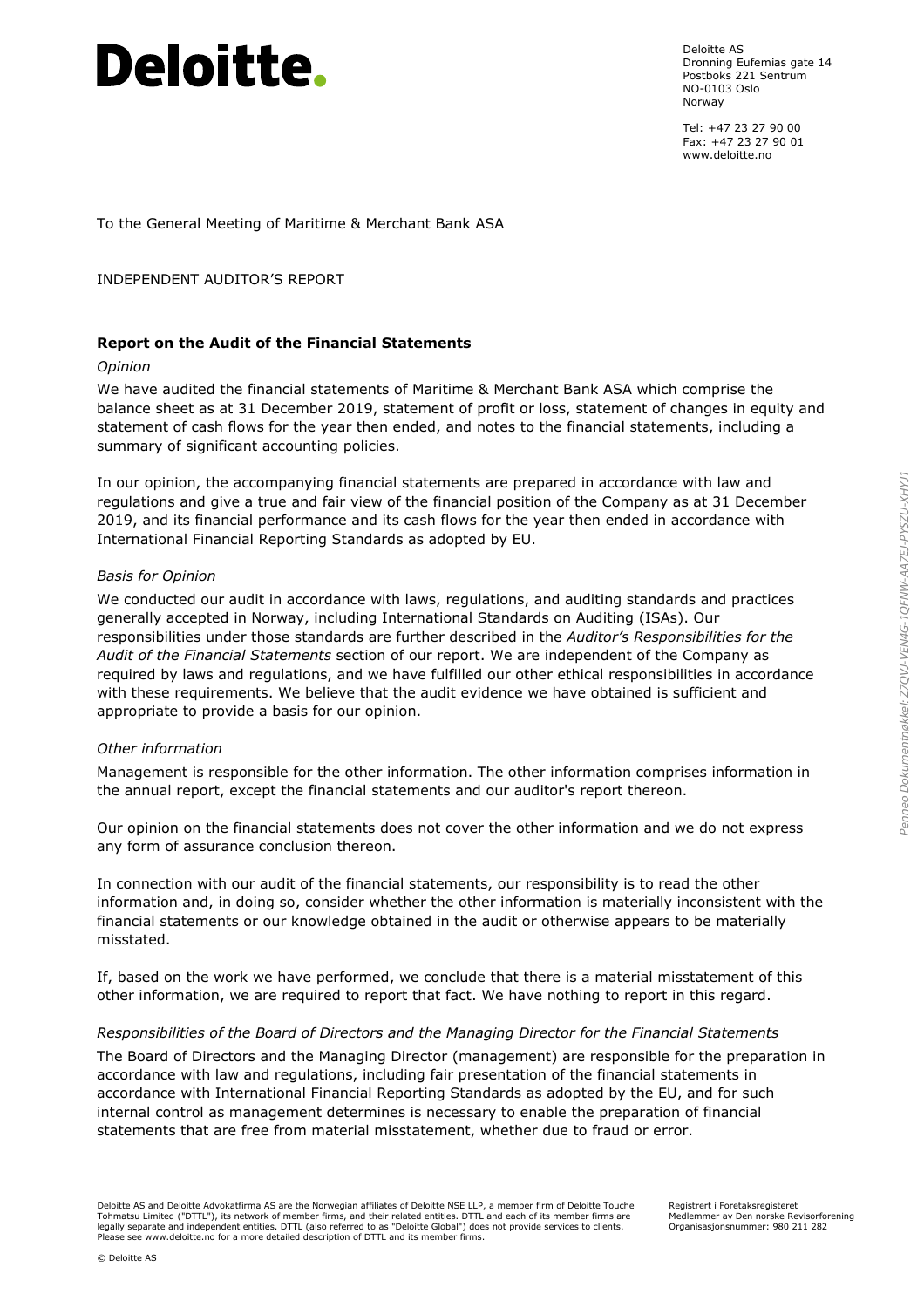# Deloitte.

Deloitte AS
Dronning Eufemias gate 14
Postboks 221 Sentrum
NO-0103 Oslo
Norway

Tel: +47 23 27 90 00
Fax: +47 23 27 90 01
www.deloitte.no

To the General Meeting of Maritime & Merchant Bank ASA

INDEPENDENT AUDITOR'S REPORT

## Report on the Audit of the Financial Statements

*Opinion*

We have audited the financial statements of Maritime & Merchant Bank ASA which comprise the balance sheet as at 31 December 2019, statement of profit or loss, statement of changes in equity and statement of cash flows for the year then ended, and notes to the financial statements, including a summary of significant accounting policies.

In our opinion, the accompanying financial statements are prepared in accordance with law and regulations and give a true and fair view of the financial position of the Company as at 31 December 2019, and its financial performance and its cash flows for the year then ended in accordance with International Financial Reporting Standards as adopted by EU.

*Basis for Opinion*

We conducted our audit in accordance with laws, regulations, and auditing standards and practices generally accepted in Norway, including International Standards on Auditing (ISAs). Our responsibilities under those standards are further described in the *Auditor's Responsibilities for the Audit of the Financial Statements* section of our report. We are independent of the Company as required by laws and regulations, and we have fulfilled our other ethical responsibilities in accordance with these requirements. We believe that the audit evidence we have obtained is sufficient and appropriate to provide a basis for our opinion.

*Other information*

Management is responsible for the other information. The other information comprises information in the annual report, except the financial statements and our auditor's report thereon.

Our opinion on the financial statements does not cover the other information and we do not express any form of assurance conclusion thereon.

In connection with our audit of the financial statements, our responsibility is to read the other information and, in doing so, consider whether the other information is materially inconsistent with the financial statements or our knowledge obtained in the audit or otherwise appears to be materially misstated.

If, based on the work we have performed, we conclude that there is a material misstatement of this other information, we are required to report that fact. We have nothing to report in this regard.

*Responsibilities of the Board of Directors and the Managing Director for the Financial Statements*

The Board of Directors and the Managing Director (management) are responsible for the preparation in accordance with law and regulations, including fair presentation of the financial statements in accordance with International Financial Reporting Standards as adopted by the EU, and for such internal control as management determines is necessary to enable the preparation of financial statements that are free from material misstatement, whether due to fraud or error.

Deloitte AS and Deloitte Advokatfirma AS are the Norwegian affiliates of Deloitte NSE LLP, a member firm of Deloitte Touche Tohmatsu Limited ("DTTL"), its network of member firms, and their related entities. DTTL and each of its member firms are legally separate and independent entities. DTTL (also referred to as "Deloitte Global") does not provide services to clients. Please see www.deloitte.no for a more detailed description of DTTL and its member firms.

Registrert i Foretaksregisteret
Medlemmer av Den norske Revisorforening
Organisasjonsnummer: 980 211 282

© Deloitte AS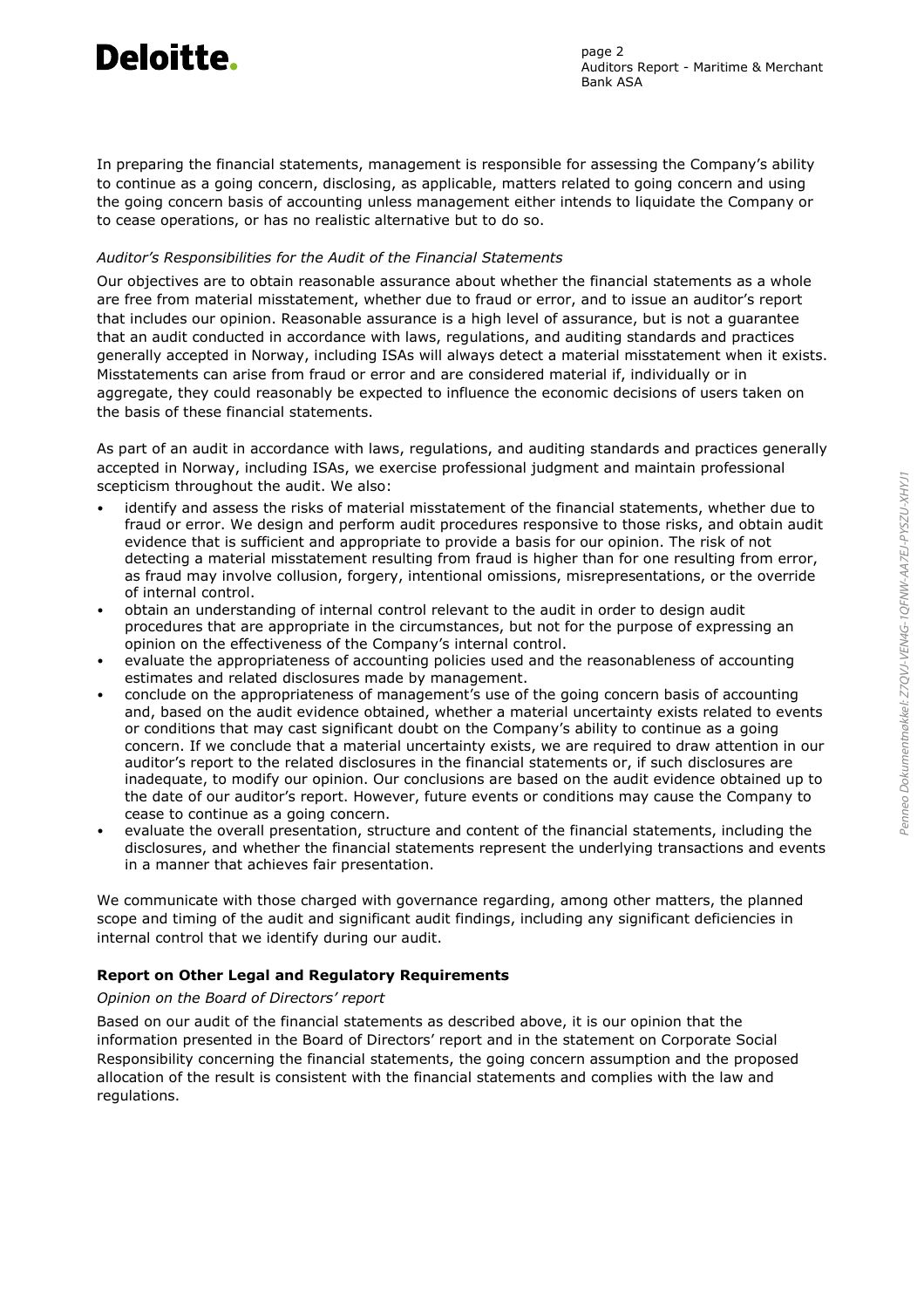In preparing the financial statements, management is responsible for assessing the Company's ability to continue as a going concern, disclosing, as applicable, matters related to going concern and using the going concern basis of accounting unless management either intends to liquidate the Company or to cease operations, or has no realistic alternative but to do so.

*Auditor's Responsibilities for the Audit of the Financial Statements*

Our objectives are to obtain reasonable assurance about whether the financial statements as a whole are free from material misstatement, whether due to fraud or error, and to issue an auditor's report that includes our opinion. Reasonable assurance is a high level of assurance, but is not a guarantee that an audit conducted in accordance with laws, regulations, and auditing standards and practices generally accepted in Norway, including ISAs will always detect a material misstatement when it exists. Misstatements can arise from fraud or error and are considered material if, individually or in aggregate, they could reasonably be expected to influence the economic decisions of users taken on the basis of these financial statements.

As part of an audit in accordance with laws, regulations, and auditing standards and practices generally accepted in Norway, including ISAs, we exercise professional judgment and maintain professional scepticism throughout the audit. We also:

- identify and assess the risks of material misstatement of the financial statements, whether due to fraud or error. We design and perform audit procedures responsive to those risks, and obtain audit evidence that is sufficient and appropriate to provide a basis for our opinion. The risk of not detecting a material misstatement resulting from fraud is higher than for one resulting from error, as fraud may involve collusion, forgery, intentional omissions, misrepresentations, or the override of internal control.
- obtain an understanding of internal control relevant to the audit in order to design audit procedures that are appropriate in the circumstances, but not for the purpose of expressing an opinion on the effectiveness of the Company's internal control.
- evaluate the appropriateness of accounting policies used and the reasonableness of accounting estimates and related disclosures made by management.
- conclude on the appropriateness of management's use of the going concern basis of accounting and, based on the audit evidence obtained, whether a material uncertainty exists related to events or conditions that may cast significant doubt on the Company's ability to continue as a going concern. If we conclude that a material uncertainty exists, we are required to draw attention in our auditor's report to the related disclosures in the financial statements or, if such disclosures are inadequate, to modify our opinion. Our conclusions are based on the audit evidence obtained up to the date of our auditor's report. However, future events or conditions may cause the Company to cease to continue as a going concern.
- evaluate the overall presentation, structure and content of the financial statements, including the disclosures, and whether the financial statements represent the underlying transactions and events in a manner that achieves fair presentation.

We communicate with those charged with governance regarding, among other matters, the planned scope and timing of the audit and significant audit findings, including any significant deficiencies in internal control that we identify during our audit.

**Report on Other Legal and Regulatory Requirements**

*Opinion on the Board of Directors' report*

Based on our audit of the financial statements as described above, it is our opinion that the information presented in the Board of Directors' report and in the statement on Corporate Social Responsibility concerning the financial statements, the going concern assumption and the proposed allocation of the result is consistent with the financial statements and complies with the law and regulations.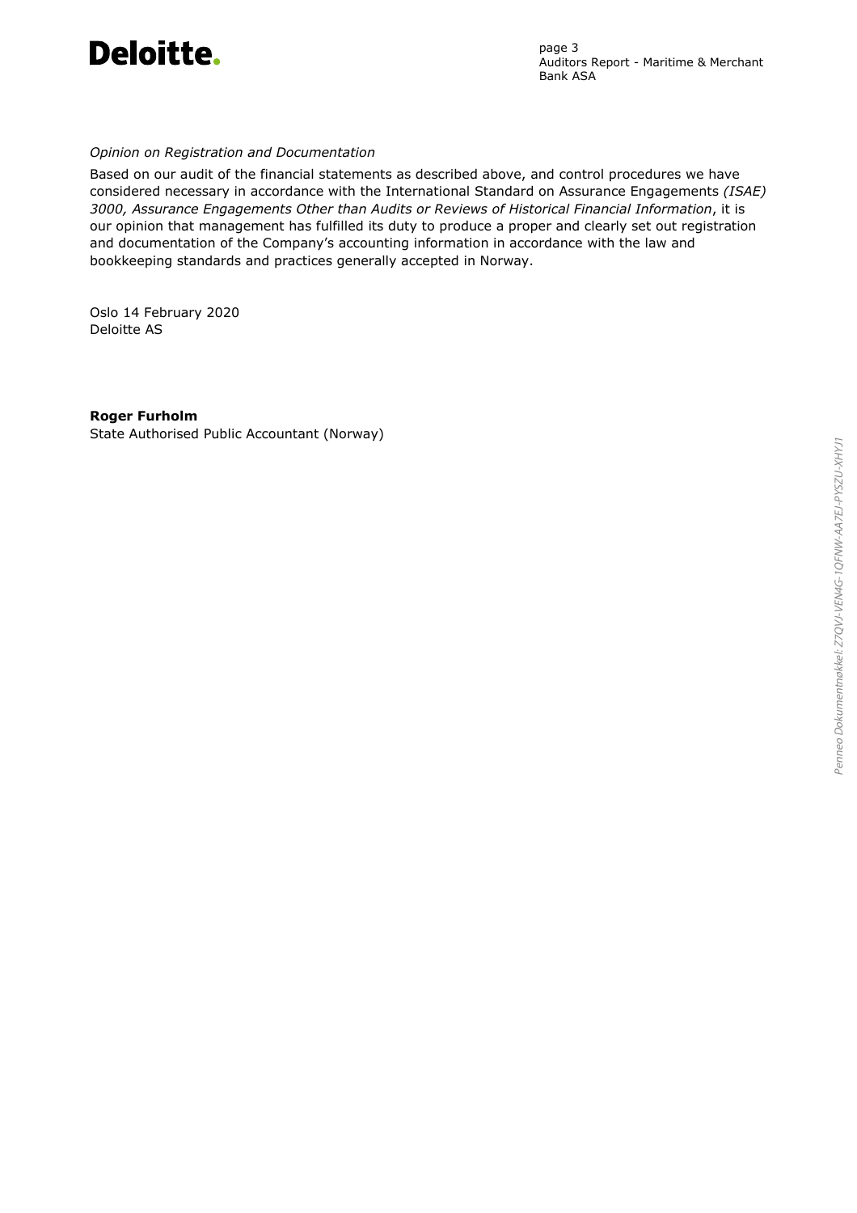*Opinion on Registration and Documentation*

Based on our audit of the financial statements as described above, and control procedures we have considered necessary in accordance with the International Standard on Assurance Engagements *(ISAE) 3000, Assurance Engagements Other than Audits or Reviews of Historical Financial Information*, it is our opinion that management has fulfilled its duty to produce a proper and clearly set out registration and documentation of the Company's accounting information in accordance with the law and bookkeeping standards and practices generally accepted in Norway.

Oslo 14 February 2020
Deloitte AS

**Roger Furholm**
State Authorised Public Accountant (Norway)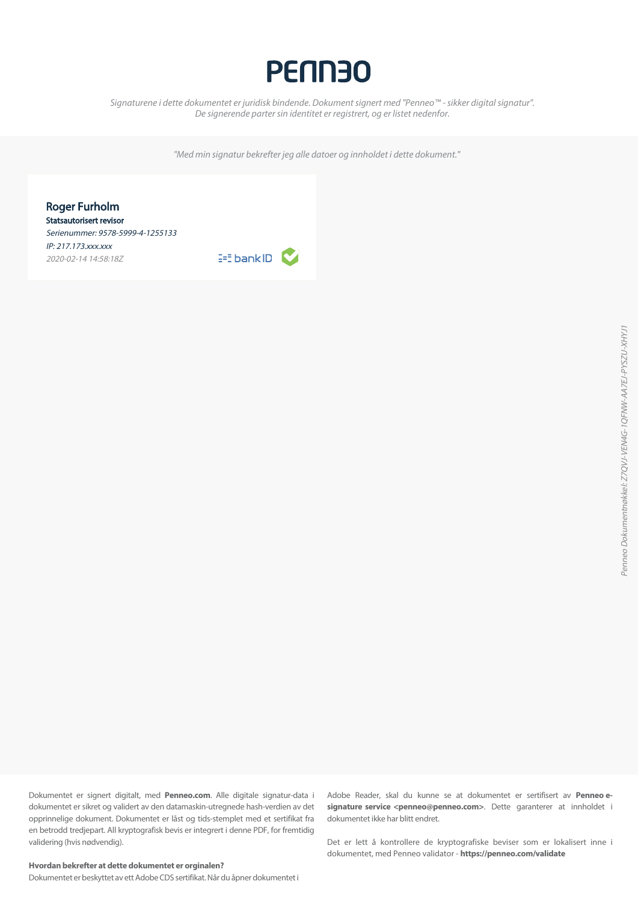# PENN30

*Signaturene i dette dokumentet er juridisk bindende. Dokument signert med "Penneo™ - sikker digital signatur". De signerende parter sin identitet er registrert, og er listet nedenfor.*

*"Med min signatur bekrefter jeg alle datoer og innholdet i dette dokument."*

**Roger Furholm**
**Statsautorisert revisor**
*Serienummer: 9578-5999-4-1255133*
*IP: 217.173.xxx.xxx*
*2020-02-14 14:58:18Z*

bankID

*Penneo Dokumentnøkkel: Z7QVJ-VEN4G-1QFNW-AA7EJ-PYSZU-XHYJ1*

Dokumentet er signert digitalt, med **Penneo.com**. Alle digitale signatur-data i dokumentet er sikret og validert av den datamaskin-utregnede hash-verdien av det opprinnelige dokument. Dokumentet er låst og tids-stemplet med et sertifikat fra en betrodd tredjepart. All kryptografisk bevis er integrert i denne PDF, for fremtidig validering (hvis nødvendig).

**Hvordan bekrefter at dette dokumentet er orginalen?**

Dokumentet er beskyttet av ett Adobe CDS sertifikat. Når du åpner dokumentet i Adobe Reader, skal du kunne se at dokumentet er sertifisert av **Penneo e-signature service <penneo@penneo.com>**. Dette garanterer at innholdet i dokumentet ikke har blitt endret.

Det er lett å kontrollere de kryptografiske beviser som er lokalisert inne i dokumentet, med Penneo validator - **https://penneo.com/validate**